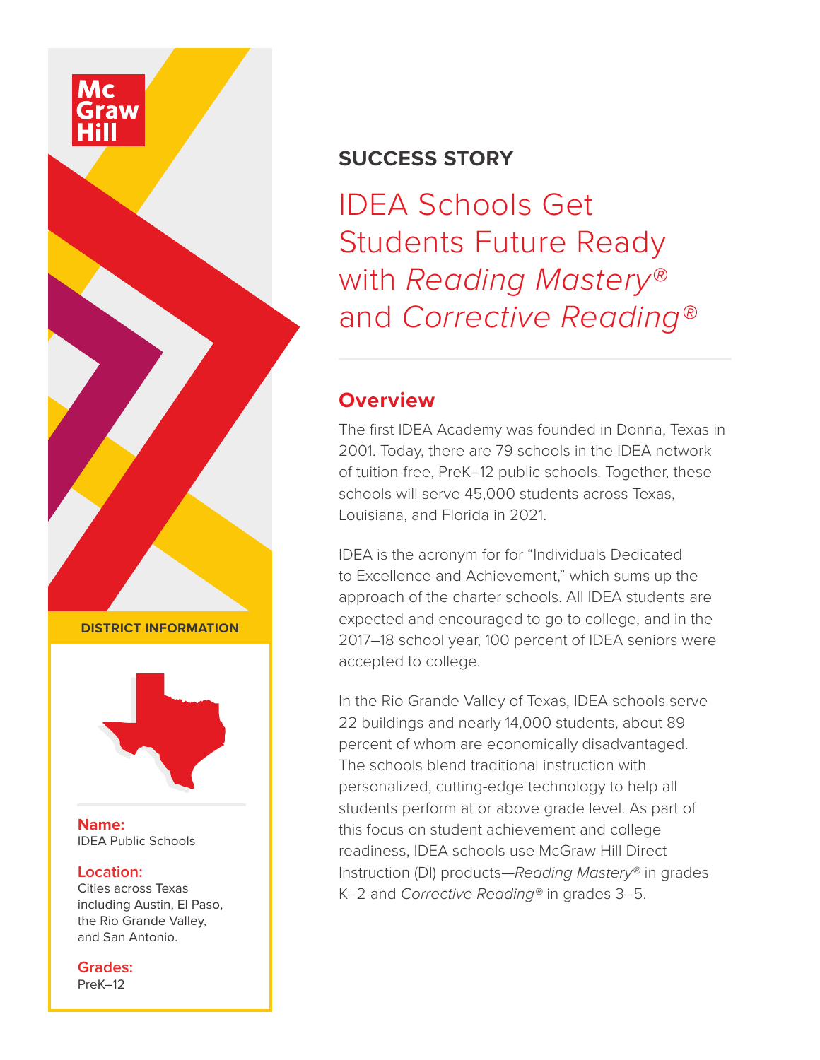## SUCCESS STORY

# IDEA Schools Get Students Future Ready with *Reading Mastery®* and *Corrective Reading®*

## Overview

The first IDEA Academy was founded in Donna, Texas in 2001. Today, there are 79 schools in the IDEA network of tuition-free, PreK–12 public schools. Together, these schools will serve 45,000 students across Texas, Louisiana, and Florida in 2021.

IDEA is the acronym for for "Individuals Dedicated to Excellence and Achievement," which sums up the approach of the charter schools. All IDEA students are expected and encouraged to go to college, and in the 2017–18 school year, 100 percent of IDEA seniors were accepted to college.

In the Rio Grande Valley of Texas, IDEA schools serve 22 buildings and nearly 14,000 students, about 89 percent of whom are economically disadvantaged. The schools blend traditional instruction with personalized, cutting-edge technology to help all students perform at or above grade level. As part of this focus on student achievement and college readiness, IDEA schools use McGraw Hill Direct Instruction (DI) products—*Reading Mastery®* in grades K–2 and *Corrective Reading®* in grades 3–5.

**DISTRICT INFORMATION**

**Name:**
IDEA Public Schools

**Location:**
Cities across Texas including Austin, El Paso, the Rio Grande Valley, and San Antonio.

**Grades:**
PreK–12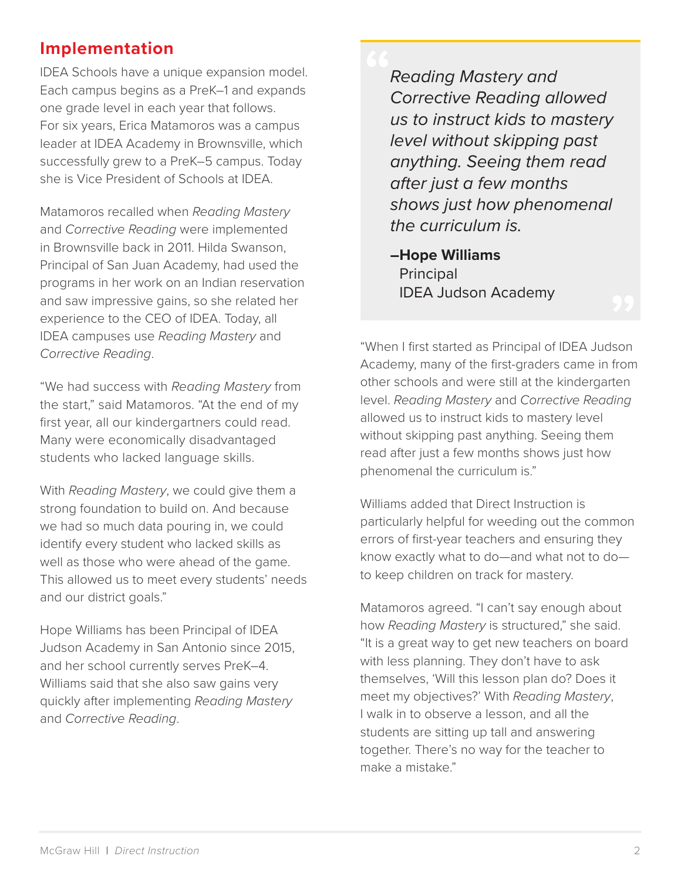## Implementation

IDEA Schools have a unique expansion model. Each campus begins as a PreK–1 and expands one grade level in each year that follows. For six years, Erica Matamoros was a campus leader at IDEA Academy in Brownsville, which successfully grew to a PreK–5 campus. Today she is Vice President of Schools at IDEA.

Matamoros recalled when *Reading Mastery* and *Corrective Reading* were implemented in Brownsville back in 2011. Hilda Swanson, Principal of San Juan Academy, had used the programs in her work on an Indian reservation and saw impressive gains, so she related her experience to the CEO of IDEA. Today, all IDEA campuses use *Reading Mastery* and *Corrective Reading*.

"We had success with *Reading Mastery* from the start," said Matamoros. "At the end of my first year, all our kindergartners could read. Many were economically disadvantaged students who lacked language skills.

With *Reading Mastery*, we could give them a strong foundation to build on. And because we had so much data pouring in, we could identify every student who lacked skills as well as those who were ahead of the game. This allowed us to meet every students' needs and our district goals."

Hope Williams has been Principal of IDEA Judson Academy in San Antonio since 2015, and her school currently serves PreK–4. Williams said that she also saw gains very quickly after implementing *Reading Mastery* and *Corrective Reading*.

> *Reading Mastery and Corrective Reading allowed us to instruct kids to mastery level without skipping past anything. Seeing them read after just a few months shows just how phenomenal the curriculum is.*
>
> **–Hope Williams**
> Principal
> IDEA Judson Academy

"When I first started as Principal of IDEA Judson Academy, many of the first-graders came in from other schools and were still at the kindergarten level. *Reading Mastery* and *Corrective Reading* allowed us to instruct kids to mastery level without skipping past anything. Seeing them read after just a few months shows just how phenomenal the curriculum is."

Williams added that Direct Instruction is particularly helpful for weeding out the common errors of first-year teachers and ensuring they know exactly what to do—and what not to do—to keep children on track for mastery.

Matamoros agreed. "I can't say enough about how *Reading Mastery* is structured," she said. "It is a great way to get new teachers on board with less planning. They don't have to ask themselves, 'Will this lesson plan do? Does it meet my objectives?' With *Reading Mastery*, I walk in to observe a lesson, and all the students are sitting up tall and answering together. There's no way for the teacher to make a mistake."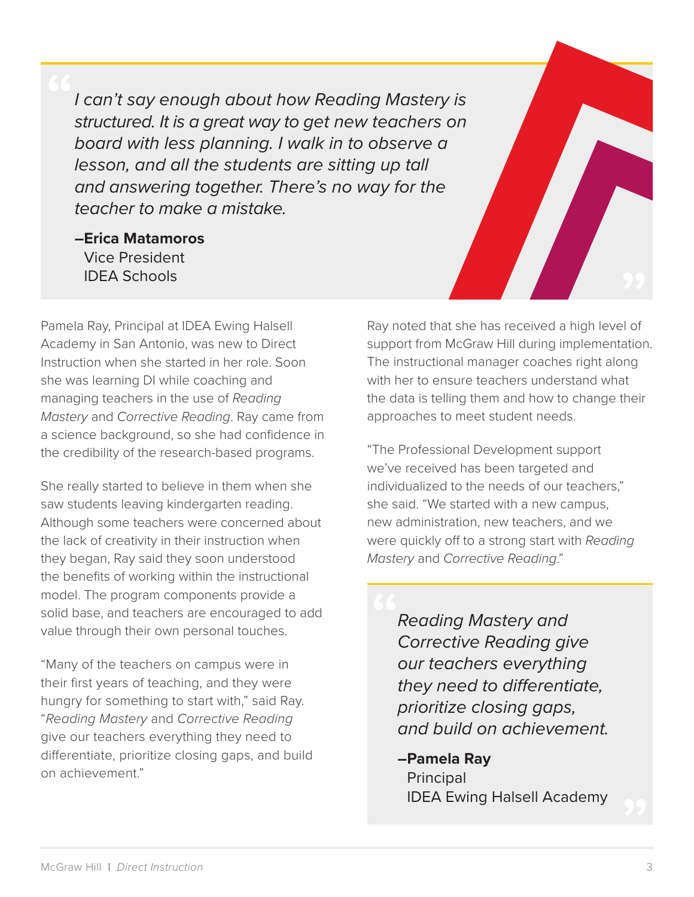> *I can't say enough about how Reading Mastery is structured. It is a great way to get new teachers on board with less planning. I walk in to observe a lesson, and all the students are sitting up tall and answering together. There's no way for the teacher to make a mistake.*
>
> **–Erica Matamoros**
> Vice President
> IDEA Schools

Pamela Ray, Principal at IDEA Ewing Halsell Academy in San Antonio, was new to Direct Instruction when she started in her role. Soon she was learning DI while coaching and managing teachers in the use of *Reading Mastery* and *Corrective Reading*. Ray came from a science background, so she had confidence in the credibility of the research-based programs.

She really started to believe in them when she saw students leaving kindergarten reading. Although some teachers were concerned about the lack of creativity in their instruction when they began, Ray said they soon understood the benefits of working within the instructional model. The program components provide a solid base, and teachers are encouraged to add value through their own personal touches.

"Many of the teachers on campus were in their first years of teaching, and they were hungry for something to start with," said Ray. "*Reading Mastery* and *Corrective Reading* give our teachers everything they need to differentiate, prioritize closing gaps, and build on achievement."

Ray noted that she has received a high level of support from McGraw Hill during implementation. The instructional manager coaches right along with her to ensure teachers understand what the data is telling them and how to change their approaches to meet student needs.

"The Professional Development support we've received has been targeted and individualized to the needs of our teachers," she said. "We started with a new campus, new administration, new teachers, and we were quickly off to a strong start with *Reading Mastery* and *Corrective Reading*."

> *Reading Mastery and Corrective Reading give our teachers everything they need to differentiate, prioritize closing gaps, and build on achievement.*
>
> **–Pamela Ray**
> Principal
> IDEA Ewing Halsell Academy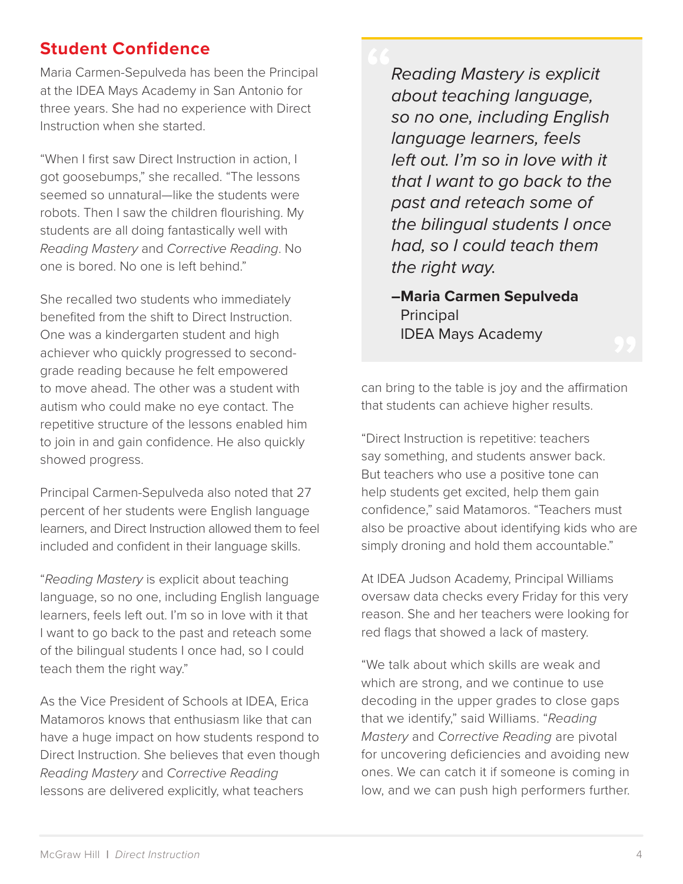## Student Confidence

Maria Carmen-Sepulveda has been the Principal at the IDEA Mays Academy in San Antonio for three years. She had no experience with Direct Instruction when she started.

"When I first saw Direct Instruction in action, I got goosebumps," she recalled. "The lessons seemed so unnatural—like the students were robots. Then I saw the children flourishing. My students are all doing fantastically well with *Reading Mastery* and *Corrective Reading*. No one is bored. No one is left behind."

She recalled two students who immediately benefited from the shift to Direct Instruction. One was a kindergarten student and high achiever who quickly progressed to second-grade reading because he felt empowered to move ahead. The other was a student with autism who could make no eye contact. The repetitive structure of the lessons enabled him to join in and gain confidence. He also quickly showed progress.

Principal Carmen-Sepulveda also noted that 27 percent of her students were English language learners, and Direct Instruction allowed them to feel included and confident in their language skills.

"*Reading Mastery* is explicit about teaching language, so no one, including English language learners, feels left out. I'm so in love with it that I want to go back to the past and reteach some of the bilingual students I once had, so I could teach them the right way."

As the Vice President of Schools at IDEA, Erica Matamoros knows that enthusiasm like that can have a huge impact on how students respond to Direct Instruction. She believes that even though *Reading Mastery* and *Corrective Reading* lessons are delivered explicitly, what teachers can bring to the table is joy and the affirmation that students can achieve higher results.

> *Reading Mastery is explicit about teaching language, so no one, including English language learners, feels left out. I'm so in love with it that I want to go back to the past and reteach some of the bilingual students I once had, so I could teach them the right way.*
>
> **–Maria Carmen Sepulveda**
> Principal
> IDEA Mays Academy

"Direct Instruction is repetitive: teachers say something, and students answer back. But teachers who use a positive tone can help students get excited, help them gain confidence," said Matamoros. "Teachers must also be proactive about identifying kids who are simply droning and hold them accountable."

At IDEA Judson Academy, Principal Williams oversaw data checks every Friday for this very reason. She and her teachers were looking for red flags that showed a lack of mastery.

"We talk about which skills are weak and which are strong, and we continue to use decoding in the upper grades to close gaps that we identify," said Williams. "*Reading Mastery* and *Corrective Reading* are pivotal for uncovering deficiencies and avoiding new ones. We can catch it if someone is coming in low, and we can push high performers further.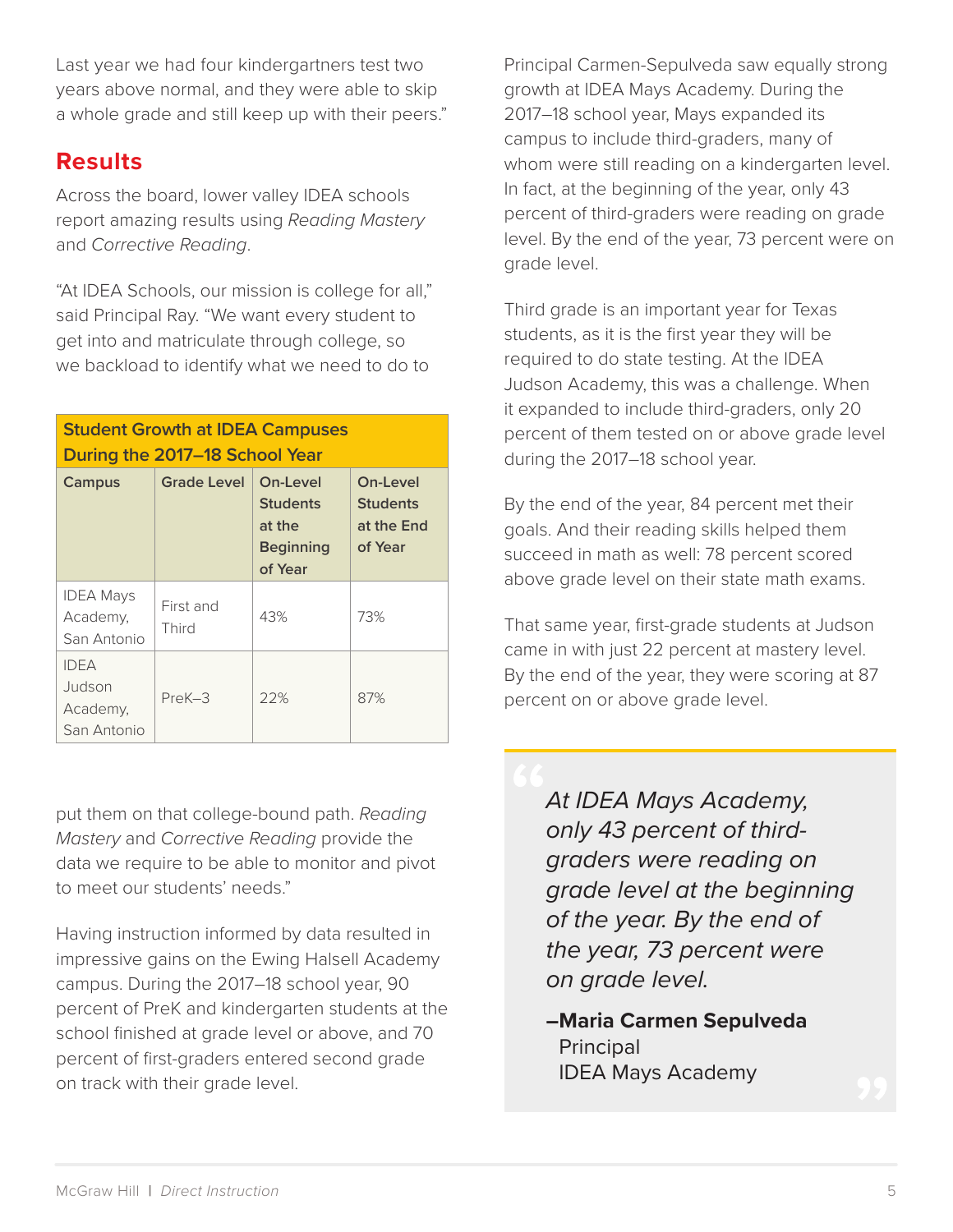Last year we had four kindergartners test two years above normal, and they were able to skip a whole grade and still keep up with their peers."

## Results

Across the board, lower valley IDEA schools report amazing results using *Reading Mastery* and *Corrective Reading*.

"At IDEA Schools, our mission is college for all," said Principal Ray. "We want every student to get into and matriculate through college, so we backload to identify what we need to do to put them on that college-bound path. *Reading Mastery* and *Corrective Reading* provide the data we require to be able to monitor and pivot to meet our students' needs."

**Student Growth at IDEA Campuses During the 2017–18 School Year**

| Campus | Grade Level | On-Level Students at the Beginning of Year | On-Level Students at the End of Year |
|---|---|---|---|
| IDEA Mays Academy, San Antonio | First and Third | 43% | 73% |
| IDEA Judson Academy, San Antonio | PreK–3 | 22% | 87% |

Having instruction informed by data resulted in impressive gains on the Ewing Halsell Academy campus. During the 2017–18 school year, 90 percent of PreK and kindergarten students at the school finished at grade level or above, and 70 percent of first-graders entered second grade on track with their grade level.

Principal Carmen-Sepulveda saw equally strong growth at IDEA Mays Academy. During the 2017–18 school year, Mays expanded its campus to include third-graders, many of whom were still reading on a kindergarten level. In fact, at the beginning of the year, only 43 percent of third-graders were reading on grade level. By the end of the year, 73 percent were on grade level.

Third grade is an important year for Texas students, as it is the first year they will be required to do state testing. At the IDEA Judson Academy, this was a challenge. When it expanded to include third-graders, only 20 percent of them tested on or above grade level during the 2017–18 school year.

By the end of the year, 84 percent met their goals. And their reading skills helped them succeed in math as well: 78 percent scored above grade level on their state math exams.

That same year, first-grade students at Judson came in with just 22 percent at mastery level. By the end of the year, they were scoring at 87 percent on or above grade level.

> *At IDEA Mays Academy, only 43 percent of third-graders were reading on grade level at the beginning of the year. By the end of the year, 73 percent were on grade level.*
>
> **–Maria Carmen Sepulveda**
> Principal
> IDEA Mays Academy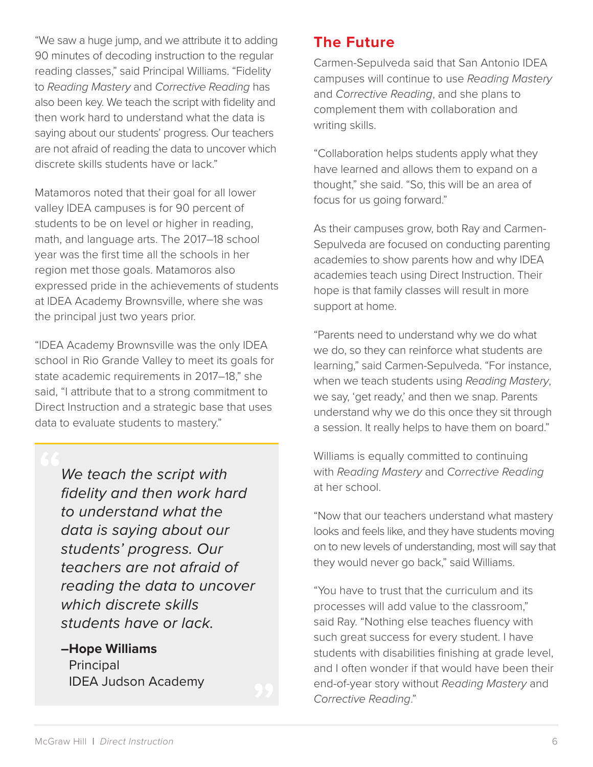"We saw a huge jump, and we attribute it to adding 90 minutes of decoding instruction to the regular reading classes," said Principal Williams. "Fidelity to *Reading Mastery* and *Corrective Reading* has also been key. We teach the script with fidelity and then work hard to understand what the data is saying about our students' progress. Our teachers are not afraid of reading the data to uncover which discrete skills students have or lack."

Matamoros noted that their goal for all lower valley IDEA campuses is for 90 percent of students to be on level or higher in reading, math, and language arts. The 2017–18 school year was the first time all the schools in her region met those goals. Matamoros also expressed pride in the achievements of students at IDEA Academy Brownsville, where she was the principal just two years prior.

"IDEA Academy Brownsville was the only IDEA school in Rio Grande Valley to meet its goals for state academic requirements in 2017–18," she said, "I attribute that to a strong commitment to Direct Instruction and a strategic base that uses data to evaluate students to mastery."

> *We teach the script with fidelity and then work hard to understand what the data is saying about our students' progress. Our teachers are not afraid of reading the data to uncover which discrete skills students have or lack.*
>
> **–Hope Williams**
> Principal
> IDEA Judson Academy

## The Future

Carmen-Sepulveda said that San Antonio IDEA campuses will continue to use *Reading Mastery* and *Corrective Reading*, and she plans to complement them with collaboration and writing skills.

"Collaboration helps students apply what they have learned and allows them to expand on a thought," she said. "So, this will be an area of focus for us going forward."

As their campuses grow, both Ray and Carmen-Sepulveda are focused on conducting parenting academies to show parents how and why IDEA academies teach using Direct Instruction. Their hope is that family classes will result in more support at home.

"Parents need to understand why we do what we do, so they can reinforce what students are learning," said Carmen-Sepulveda. "For instance, when we teach students using *Reading Mastery*, we say, 'get ready,' and then we snap. Parents understand why we do this once they sit through a session. It really helps to have them on board."

Williams is equally committed to continuing with *Reading Mastery* and *Corrective Reading* at her school.

"Now that our teachers understand what mastery looks and feels like, and they have students moving on to new levels of understanding, most will say that they would never go back," said Williams.

"You have to trust that the curriculum and its processes will add value to the classroom," said Ray. "Nothing else teaches fluency with such great success for every student. I have students with disabilities finishing at grade level, and I often wonder if that would have been their end-of-year story without *Reading Mastery* and *Corrective Reading*."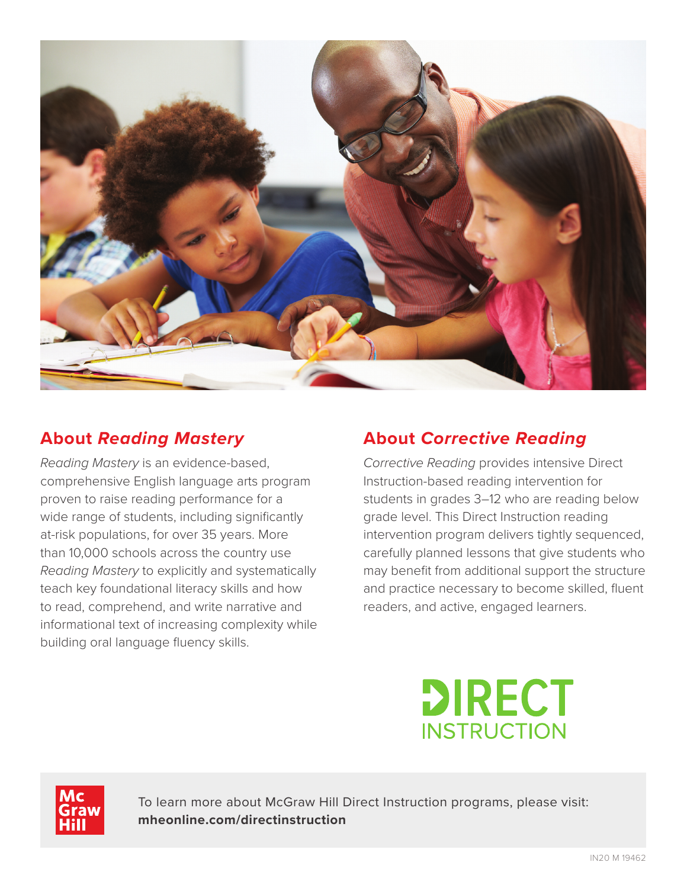## About *Reading Mastery*

*Reading Mastery* is an evidence-based, comprehensive English language arts program proven to raise reading performance for a wide range of students, including significantly at-risk populations, for over 35 years. More than 10,000 schools across the country use *Reading Mastery* to explicitly and systematically teach key foundational literacy skills and how to read, comprehend, and write narrative and informational text of increasing complexity while building oral language fluency skills.

## About *Corrective Reading*

*Corrective Reading* provides intensive Direct Instruction-based reading intervention for students in grades 3–12 who are reading below grade level. This Direct Instruction reading intervention program delivers tightly sequenced, carefully planned lessons that give students who may benefit from additional support the structure and practice necessary to become skilled, fluent readers, and active, engaged learners.

DIRECT INSTRUCTION

Mc Graw Hill

To learn more about McGraw Hill Direct Instruction programs, please visit:
**mheonline.com/directinstruction**

IN20 M 19462